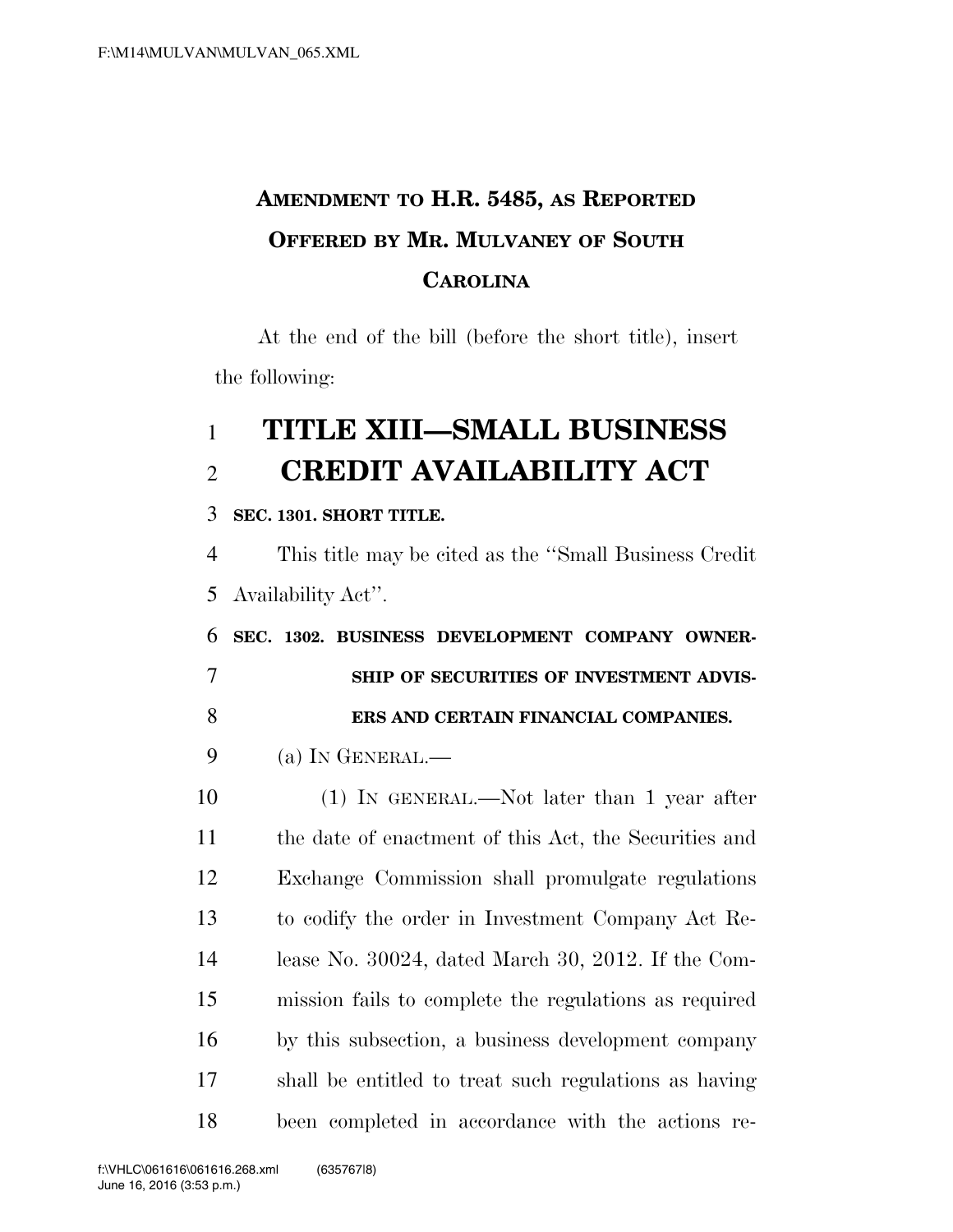# AMENDMENT TO H.R. 5485, AS REPORTED OFFERED BY MR. MULVANEY OF SOUTH CAROLINA

At the end of the bill (before the short title), insert the following:

## TITLE XIII—SMALL BUSINESS CREDIT AVAILABILITY ACT

**SEC. 1301. SHORT TITLE.**

This title may be cited as the "Small Business Credit Availability Act".

**SEC. 1302. BUSINESS DEVELOPMENT COMPANY OWNERSHIP OF SECURITIES OF INVESTMENT ADVISERS AND CERTAIN FINANCIAL COMPANIES.**

(a) IN GENERAL.—

(1) IN GENERAL.—Not later than 1 year after the date of enactment of this Act, the Securities and Exchange Commission shall promulgate regulations to codify the order in Investment Company Act Release No. 30024, dated March 30, 2012. If the Commission fails to complete the regulations as required by this subsection, a business development company shall be entitled to treat such regulations as having been completed in accordance with the actions re-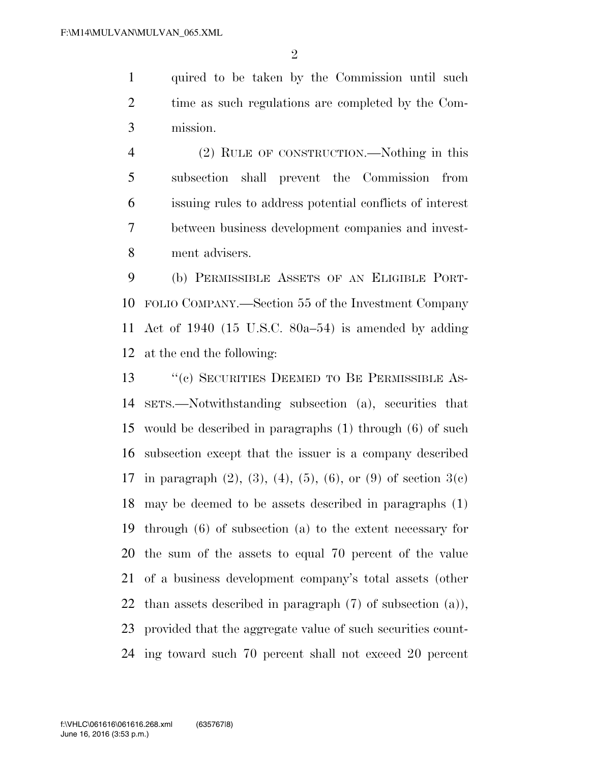quired to be taken by the Commission until such time as such regulations are completed by the Commission.

(2) Rule of construction.—Nothing in this subsection shall prevent the Commission from issuing rules to address potential conflicts of interest between business development companies and investment advisers.

(b) Permissible Assets of an Eligible Portfolio Company.—Section 55 of the Investment Company Act of 1940 (15 U.S.C. 80a–54) is amended by adding at the end the following:

"(c) Securities Deemed to Be Permissible Assets.—Notwithstanding subsection (a), securities that would be described in paragraphs (1) through (6) of such subsection except that the issuer is a company described in paragraph (2), (3), (4), (5), (6), or (9) of section 3(c) may be deemed to be assets described in paragraphs (1) through (6) of subsection (a) to the extent necessary for the sum of the assets to equal 70 percent of the value of a business development company's total assets (other than assets described in paragraph (7) of subsection (a)), provided that the aggregate value of such securities counting toward such 70 percent shall not exceed 20 percent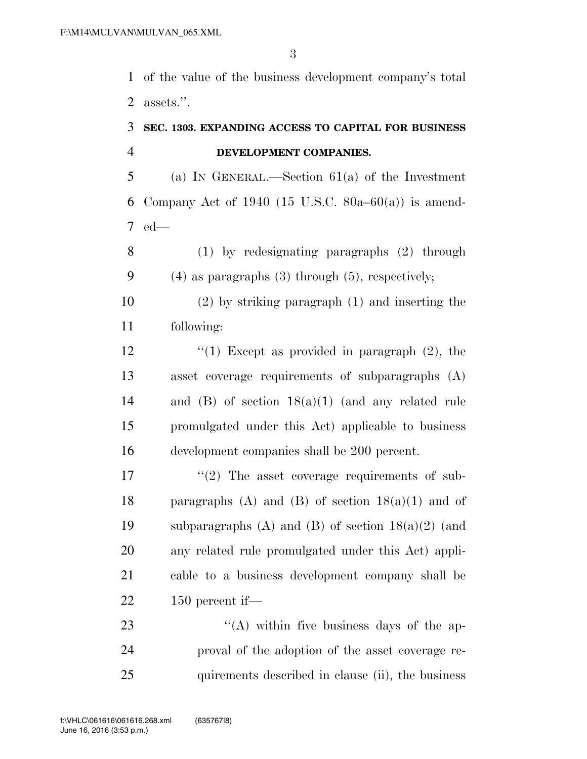of the value of the business development company's total assets.''.

**SEC. 1303. EXPANDING ACCESS TO CAPITAL FOR BUSINESS DEVELOPMENT COMPANIES.**

(a) IN GENERAL.—Section 61(a) of the Investment Company Act of 1940 (15 U.S.C. 80a–60(a)) is amended—

(1) by redesignating paragraphs (2) through (4) as paragraphs (3) through (5), respectively;

(2) by striking paragraph (1) and inserting the following:

''(1) Except as provided in paragraph (2), the asset coverage requirements of subparagraphs (A) and (B) of section 18(a)(1) (and any related rule promulgated under this Act) applicable to business development companies shall be 200 percent.

''(2) The asset coverage requirements of subparagraphs (A) and (B) of section 18(a)(1) and of subparagraphs (A) and (B) of section 18(a)(2) (and any related rule promulgated under this Act) applicable to a business development company shall be 150 percent if—

''(A) within five business days of the approval of the adoption of the asset coverage requirements described in clause (ii), the business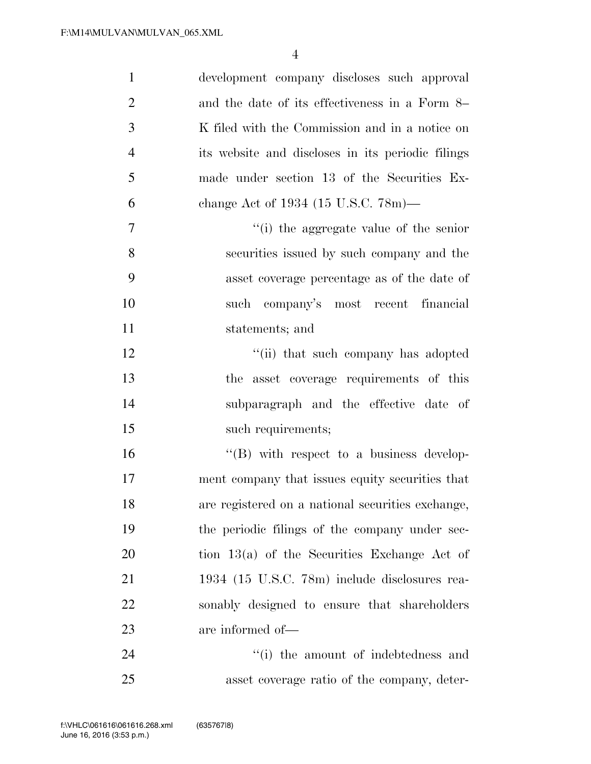development company discloses such approval and the date of its effectiveness in a Form 8–K filed with the Commission and in a notice on its website and discloses in its periodic filings made under section 13 of the Securities Exchange Act of 1934 (15 U.S.C. 78m)—

''(i) the aggregate value of the senior securities issued by such company and the asset coverage percentage as of the date of such company's most recent financial statements; and

''(ii) that such company has adopted the asset coverage requirements of this subparagraph and the effective date of such requirements;

''(B) with respect to a business development company that issues equity securities that are registered on a national securities exchange, the periodic filings of the company under section 13(a) of the Securities Exchange Act of 1934 (15 U.S.C. 78m) include disclosures reasonably designed to ensure that shareholders are informed of—

''(i) the amount of indebtedness and asset coverage ratio of the company, deter-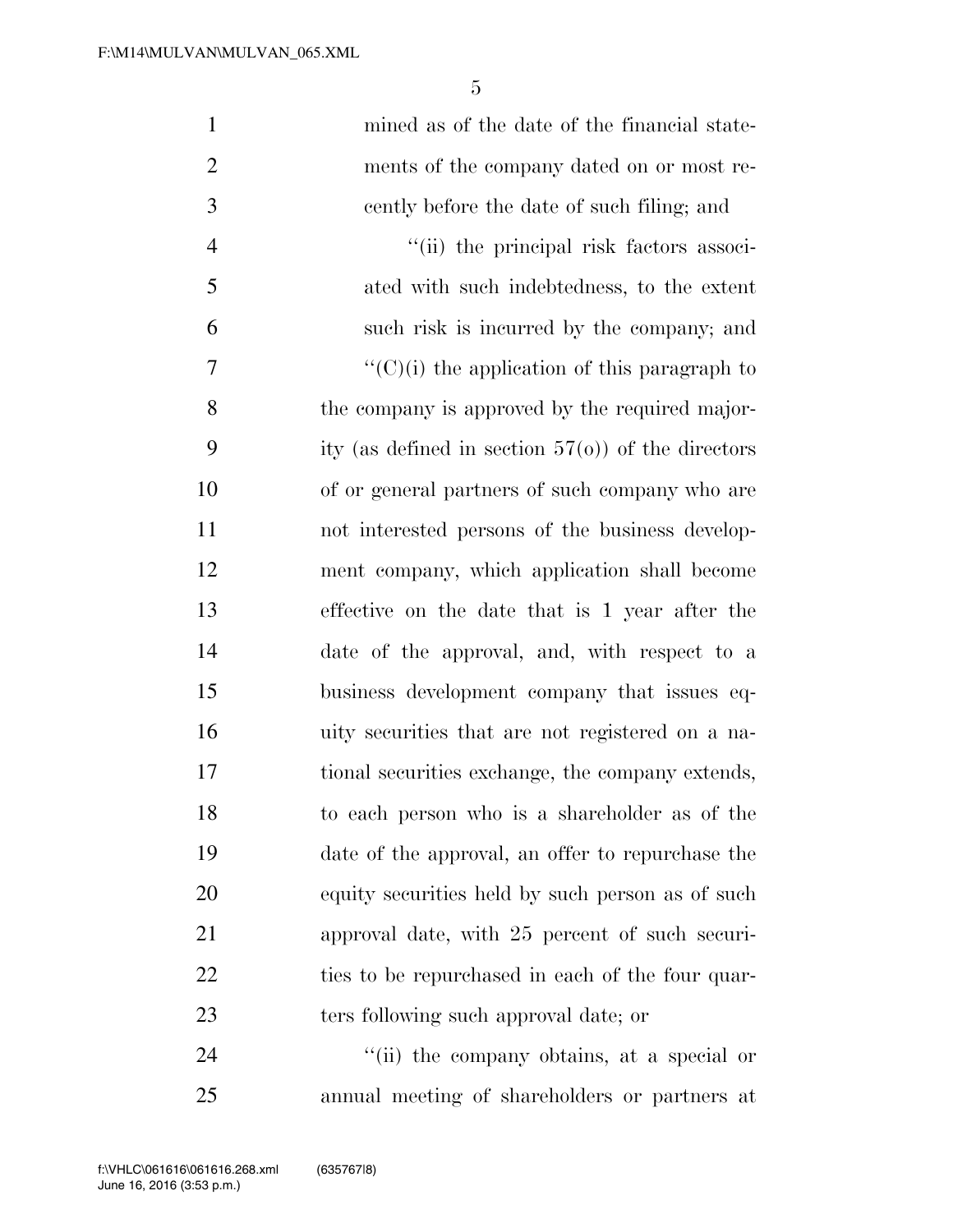mined as of the date of the financial statements of the company dated on or most recently before the date of such filing; and

''(ii) the principal risk factors associated with such indebtedness, to the extent such risk is incurred by the company; and

''(C)(i) the application of this paragraph to the company is approved by the required majority (as defined in section 57(o)) of the directors of or general partners of such company who are not interested persons of the business development company, which application shall become effective on the date that is 1 year after the date of the approval, and, with respect to a business development company that issues equity securities that are not registered on a national securities exchange, the company extends, to each person who is a shareholder as of the date of the approval, an offer to repurchase the equity securities held by such person as of such approval date, with 25 percent of such securities to be repurchased in each of the four quarters following such approval date; or

''(ii) the company obtains, at a special or annual meeting of shareholders or partners at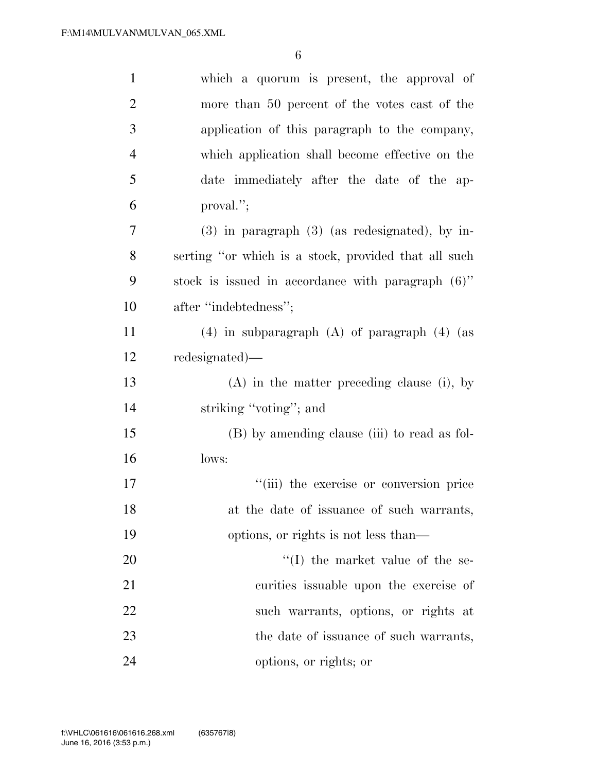which a quorum is present, the approval of more than 50 percent of the votes cast of the application of this paragraph to the company, which application shall become effective on the date immediately after the date of the approval.'';

(3) in paragraph (3) (as redesignated), by inserting ''or which is a stock, provided that all such stock is issued in accordance with paragraph (6)'' after ''indebtedness'';

(4) in subparagraph (A) of paragraph (4) (as redesignated)—

(A) in the matter preceding clause (i), by striking ''voting''; and

(B) by amending clause (iii) to read as follows:

''(iii) the exercise or conversion price at the date of issuance of such warrants, options, or rights is not less than—

''(I) the market value of the securities issuable upon the exercise of such warrants, options, or rights at the date of issuance of such warrants, options, or rights; or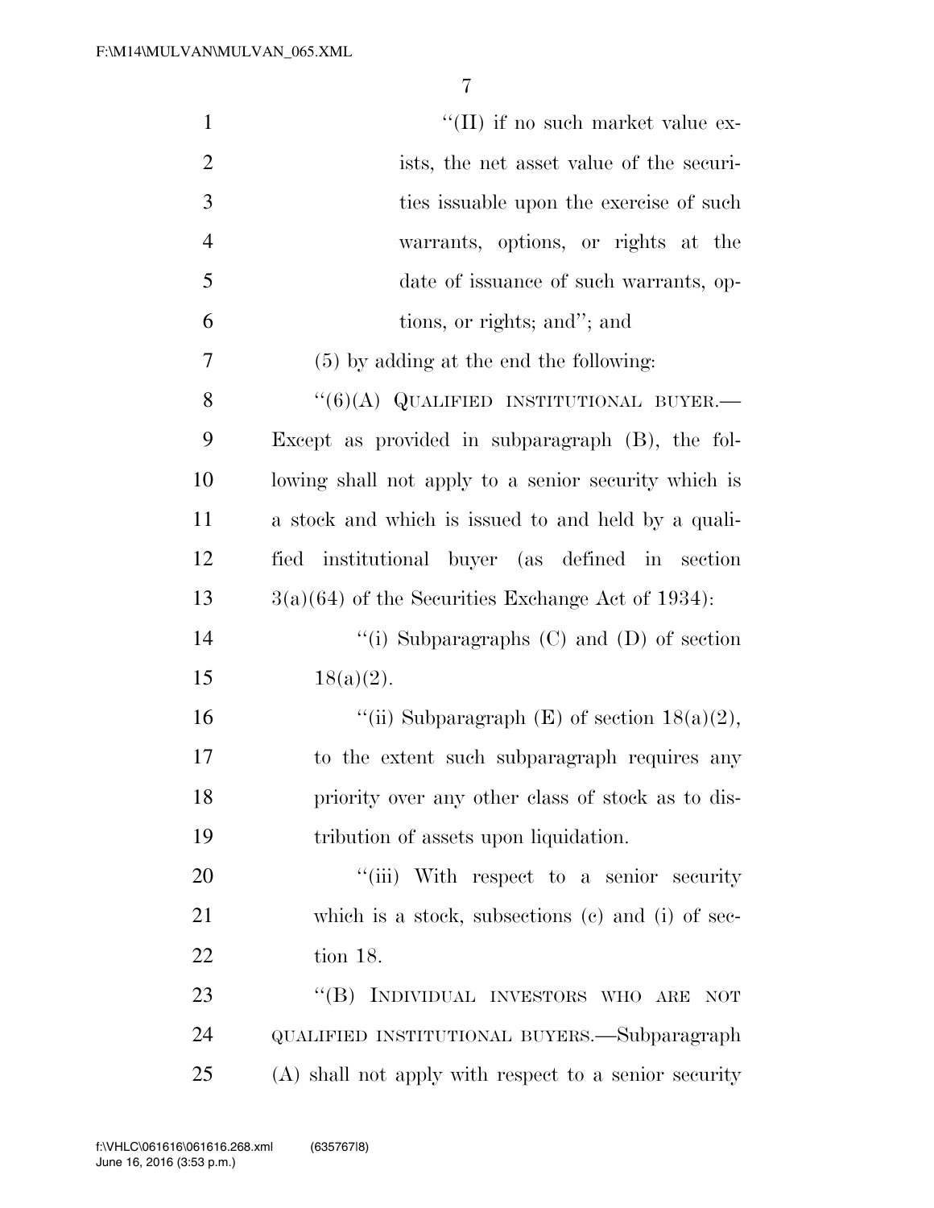"(II) if no such market value exists, the net asset value of the securities issuable upon the exercise of such warrants, options, or rights at the date of issuance of such warrants, options, or rights; and"; and

(5) by adding at the end the following:

"(6)(A) QUALIFIED INSTITUTIONAL BUYER.—Except as provided in subparagraph (B), the following shall not apply to a senior security which is a stock and which is issued to and held by a qualified institutional buyer (as defined in section 3(a)(64) of the Securities Exchange Act of 1934):

"(i) Subparagraphs (C) and (D) of section 18(a)(2).

"(ii) Subparagraph (E) of section 18(a)(2), to the extent such subparagraph requires any priority over any other class of stock as to distribution of assets upon liquidation.

"(iii) With respect to a senior security which is a stock, subsections (c) and (i) of section 18.

"(B) INDIVIDUAL INVESTORS WHO ARE NOT QUALIFIED INSTITUTIONAL BUYERS.—Subparagraph (A) shall not apply with respect to a senior security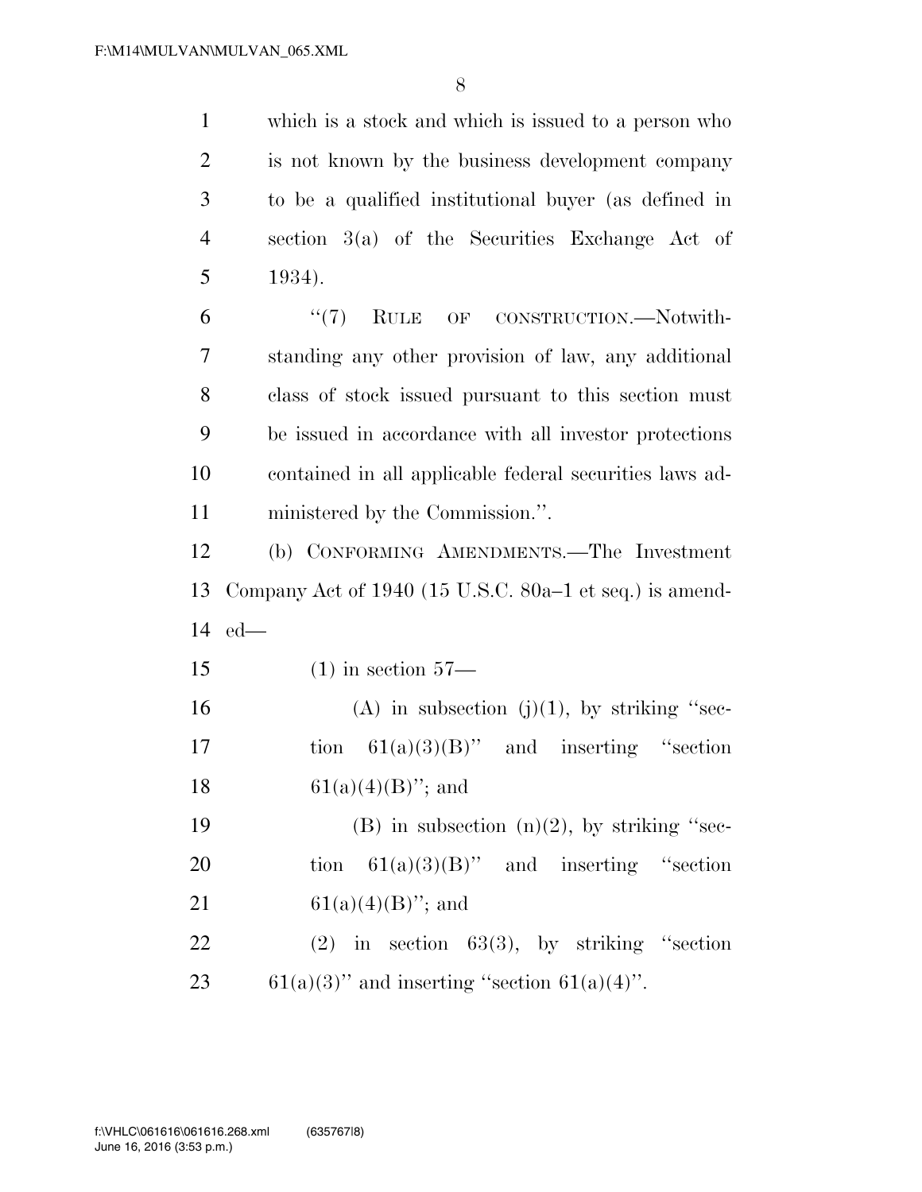which is a stock and which is issued to a person who is not known by the business development company to be a qualified institutional buyer (as defined in section 3(a) of the Securities Exchange Act of 1934).

"(7) RULE OF CONSTRUCTION.—Notwithstanding any other provision of law, any additional class of stock issued pursuant to this section must be issued in accordance with all investor protections contained in all applicable federal securities laws administered by the Commission.".

(b) CONFORMING AMENDMENTS.—The Investment Company Act of 1940 (15 U.S.C. 80a–1 et seq.) is amended—

(1) in section 57—

(A) in subsection (j)(1), by striking "section 61(a)(3)(B)" and inserting "section 61(a)(4)(B)"; and

(B) in subsection (n)(2), by striking "section 61(a)(3)(B)" and inserting "section 61(a)(4)(B)"; and

(2) in section 63(3), by striking "section 61(a)(3)" and inserting "section 61(a)(4)".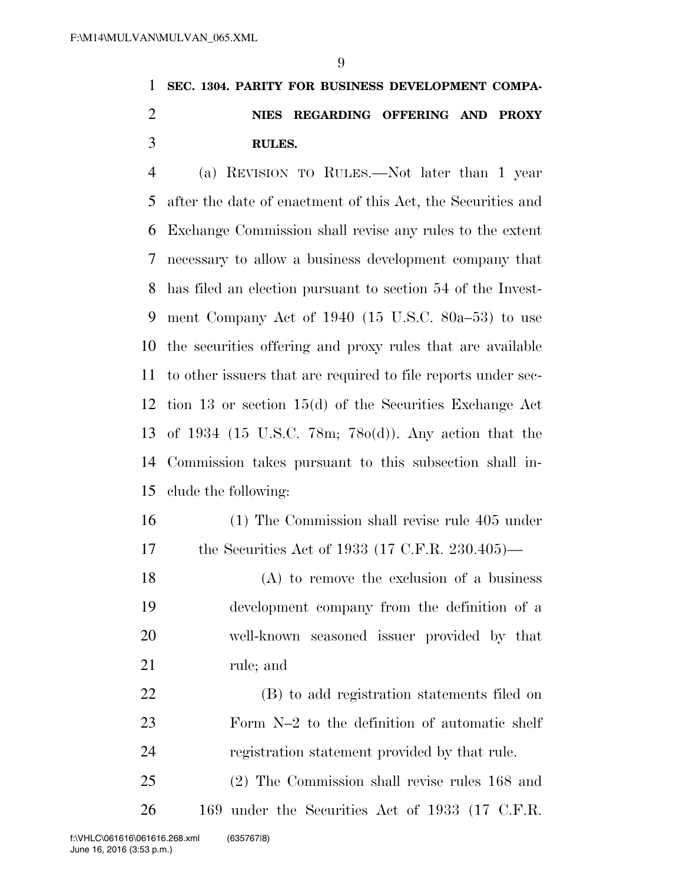## SEC. 1304. PARITY FOR BUSINESS DEVELOPMENT COMPANIES REGARDING OFFERING AND PROXY RULES.

(a) REVISION TO RULES.—Not later than 1 year after the date of enactment of this Act, the Securities and Exchange Commission shall revise any rules to the extent necessary to allow a business development company that has filed an election pursuant to section 54 of the Investment Company Act of 1940 (15 U.S.C. 80a–53) to use the securities offering and proxy rules that are available to other issuers that are required to file reports under section 13 or section 15(d) of the Securities Exchange Act of 1934 (15 U.S.C. 78m; 78o(d)). Any action that the Commission takes pursuant to this subsection shall include the following:

(1) The Commission shall revise rule 405 under the Securities Act of 1933 (17 C.F.R. 230.405)—

(A) to remove the exclusion of a business development company from the definition of a well-known seasoned issuer provided by that rule; and

(B) to add registration statements filed on Form N–2 to the definition of automatic shelf registration statement provided by that rule.

(2) The Commission shall revise rules 168 and 169 under the Securities Act of 1933 (17 C.F.R.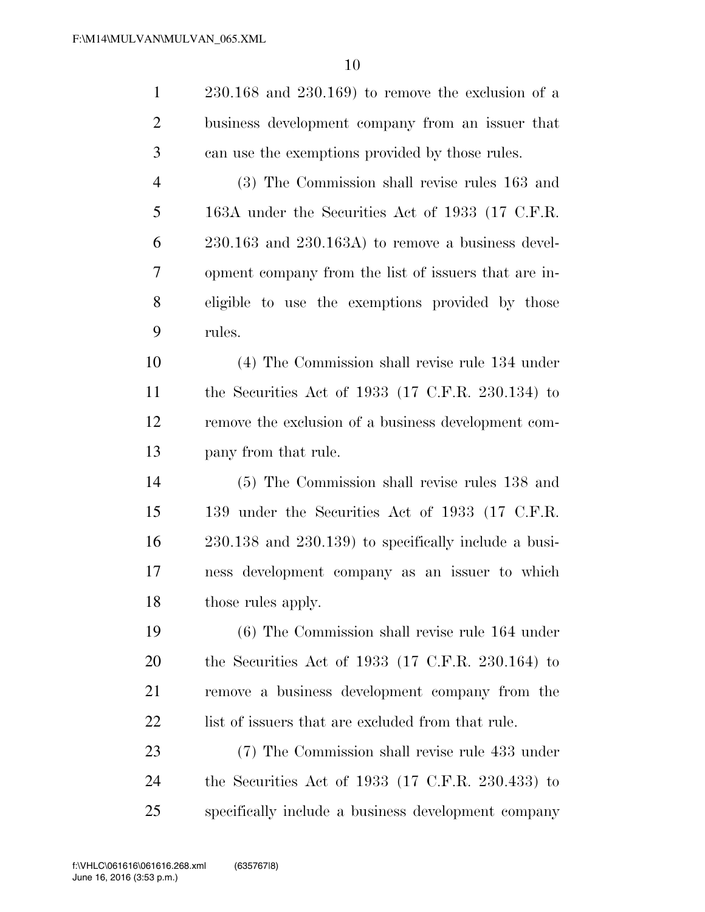230.168 and 230.169) to remove the exclusion of a business development company from an issuer that can use the exemptions provided by those rules.

(3) The Commission shall revise rules 163 and 163A under the Securities Act of 1933 (17 C.F.R. 230.163 and 230.163A) to remove a business development company from the list of issuers that are ineligible to use the exemptions provided by those rules.

(4) The Commission shall revise rule 134 under the Securities Act of 1933 (17 C.F.R. 230.134) to remove the exclusion of a business development company from that rule.

(5) The Commission shall revise rules 138 and 139 under the Securities Act of 1933 (17 C.F.R. 230.138 and 230.139) to specifically include a business development company as an issuer to which those rules apply.

(6) The Commission shall revise rule 164 under the Securities Act of 1933 (17 C.F.R. 230.164) to remove a business development company from the list of issuers that are excluded from that rule.

(7) The Commission shall revise rule 433 under the Securities Act of 1933 (17 C.F.R. 230.433) to specifically include a business development company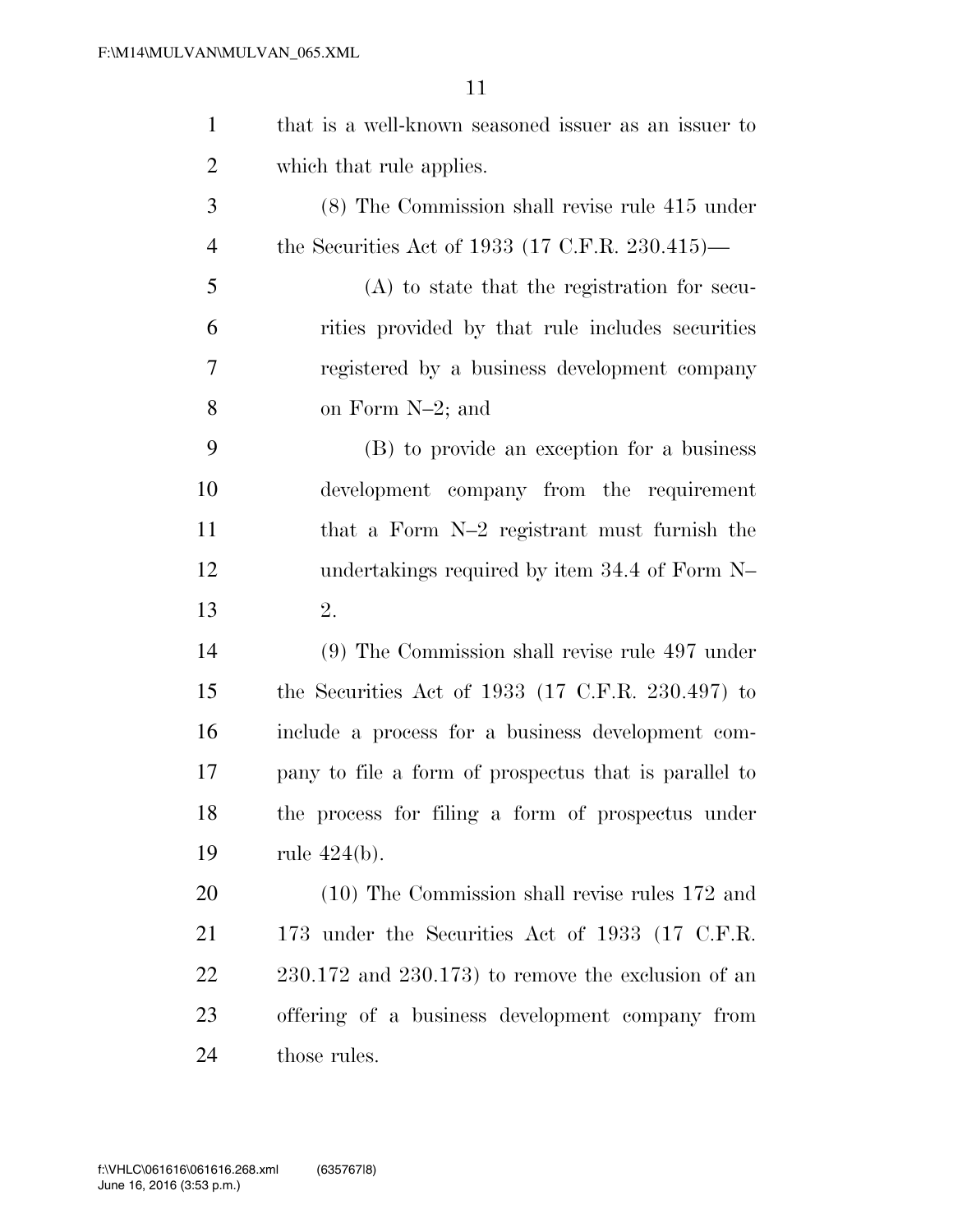that is a well-known seasoned issuer as an issuer to which that rule applies.

(8) The Commission shall revise rule 415 under the Securities Act of 1933 (17 C.F.R. 230.415)—

(A) to state that the registration for securities provided by that rule includes securities registered by a business development company on Form N–2; and

(B) to provide an exception for a business development company from the requirement that a Form N–2 registrant must furnish the undertakings required by item 34.4 of Form N–2.

(9) The Commission shall revise rule 497 under the Securities Act of 1933 (17 C.F.R. 230.497) to include a process for a business development company to file a form of prospectus that is parallel to the process for filing a form of prospectus under rule 424(b).

(10) The Commission shall revise rules 172 and 173 under the Securities Act of 1933 (17 C.F.R. 230.172 and 230.173) to remove the exclusion of an offering of a business development company from those rules.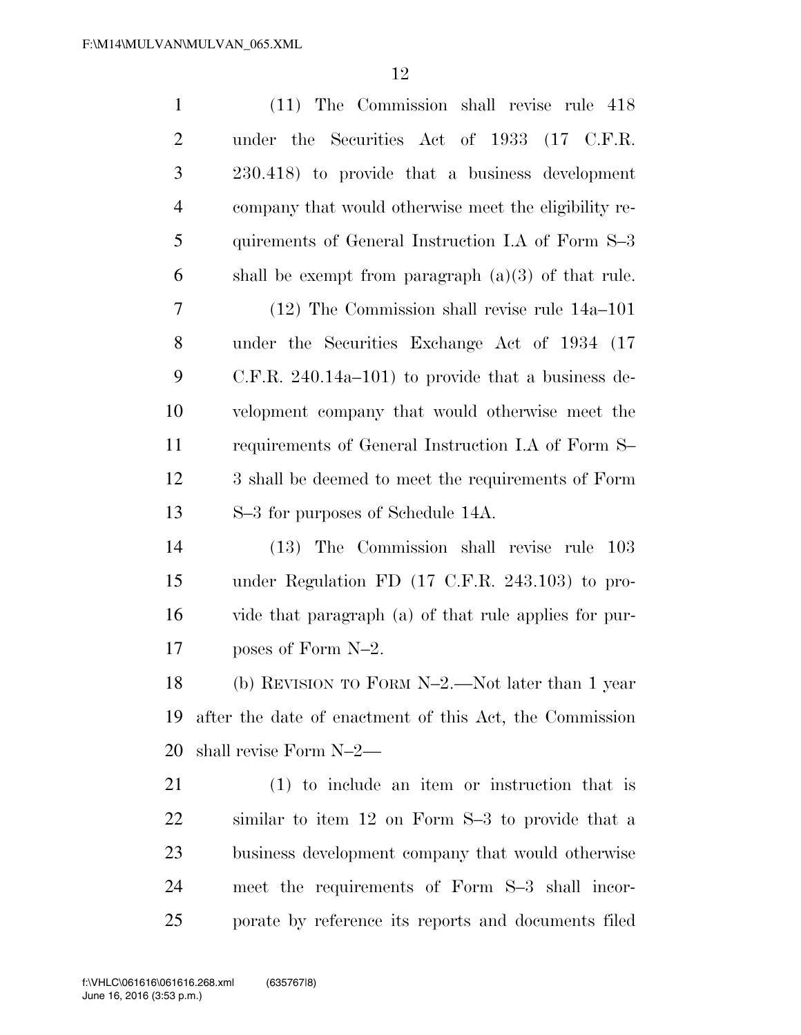(11) The Commission shall revise rule 418 under the Securities Act of 1933 (17 C.F.R. 230.418) to provide that a business development company that would otherwise meet the eligibility requirements of General Instruction I.A of Form S–3 shall be exempt from paragraph (a)(3) of that rule.

(12) The Commission shall revise rule 14a–101 under the Securities Exchange Act of 1934 (17 C.F.R. 240.14a–101) to provide that a business development company that would otherwise meet the requirements of General Instruction I.A of Form S–3 shall be deemed to meet the requirements of Form S–3 for purposes of Schedule 14A.

(13) The Commission shall revise rule 103 under Regulation FD (17 C.F.R. 243.103) to provide that paragraph (a) of that rule applies for purposes of Form N–2.

(b) REVISION TO FORM N–2.—Not later than 1 year after the date of enactment of this Act, the Commission shall revise Form N–2—

(1) to include an item or instruction that is similar to item 12 on Form S–3 to provide that a business development company that would otherwise meet the requirements of Form S–3 shall incorporate by reference its reports and documents filed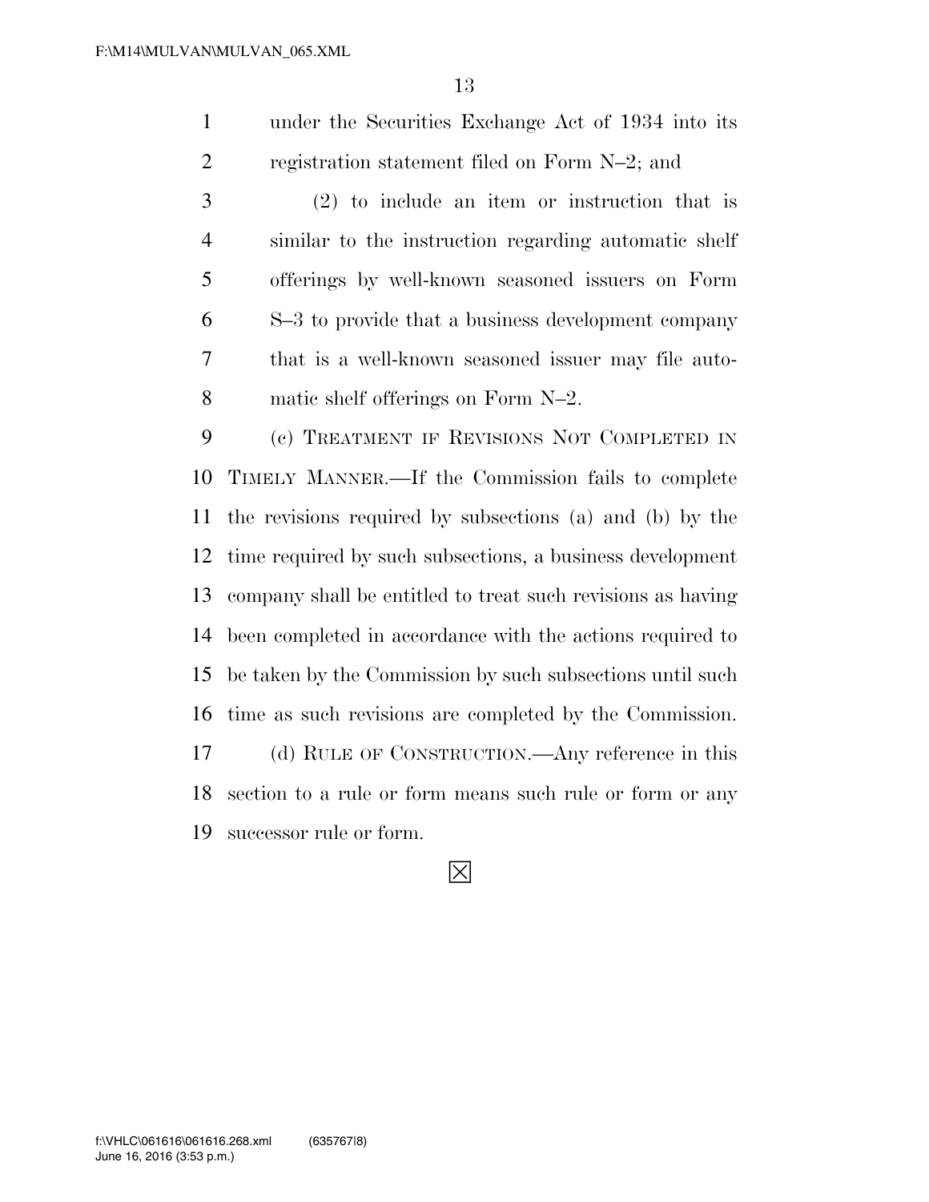under the Securities Exchange Act of 1934 into its registration statement filed on Form N–2; and

(2) to include an item or instruction that is similar to the instruction regarding automatic shelf offerings by well-known seasoned issuers on Form S–3 to provide that a business development company that is a well-known seasoned issuer may file automatic shelf offerings on Form N–2.

(c) TREATMENT IF REVISIONS NOT COMPLETED IN TIMELY MANNER.—If the Commission fails to complete the revisions required by subsections (a) and (b) by the time required by such subsections, a business development company shall be entitled to treat such revisions as having been completed in accordance with the actions required to be taken by the Commission by such subsections until such time as such revisions are completed by the Commission.

(d) RULE OF CONSTRUCTION.—Any reference in this section to a rule or form means such rule or form or any successor rule or form.